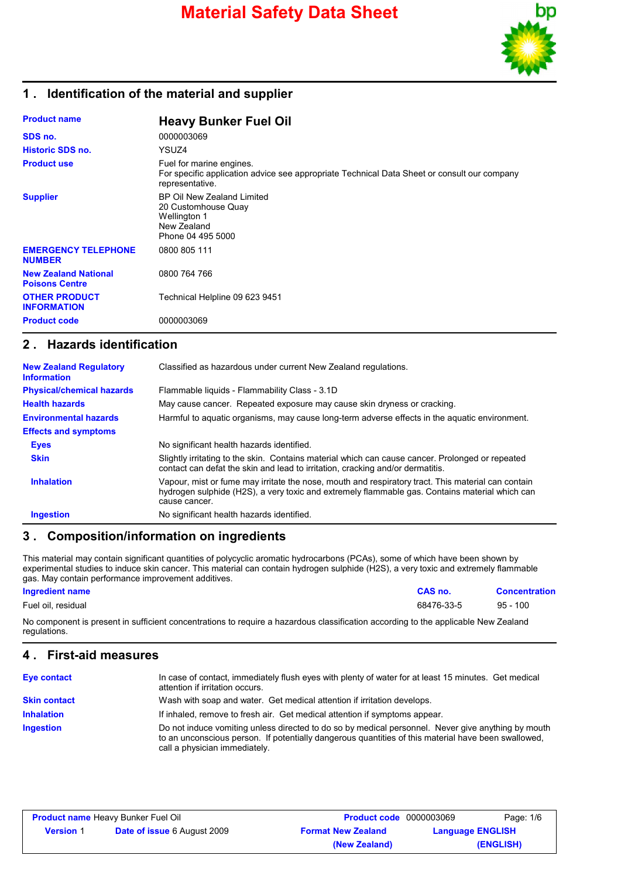# Material Safety Data Sheet

## 1 . Identification of the material and supplier

| | |
|---|---|
| **Product name** | **Heavy Bunker Fuel Oil** |
| **SDS no.** | 0000003069 |
| **Historic SDS no.** | YSUZ4 |
| **Product use** | Fuel for marine engines.<br>For specific application advice see appropriate Technical Data Sheet or consult our company representative. |
| **Supplier** | BP Oil New Zealand Limited<br>20 Customhouse Quay<br>Wellington 1<br>New Zealand<br>Phone 04 495 5000 |
| **EMERGENCY TELEPHONE NUMBER** | 0800 805 111 |
| **New Zealand National Poisons Centre** | 0800 764 766 |
| **OTHER PRODUCT INFORMATION** | Technical Helpline 09 623 9451 |
| **Product code** | 0000003069 |

## 2 . Hazards identification

| | |
|---|---|
| **New Zealand Regulatory Information** | Classified as hazardous under current New Zealand regulations. |
| **Physical/chemical hazards** | Flammable liquids - Flammability Class - 3.1D |
| **Health hazards** | May cause cancer. Repeated exposure may cause skin dryness or cracking. |
| **Environmental hazards** | Harmful to aquatic organisms, may cause long-term adverse effects in the aquatic environment. |
| **Effects and symptoms** | |
| **Eyes** | No significant health hazards identified. |
| **Skin** | Slightly irritating to the skin. Contains material which can cause cancer. Prolonged or repeated contact can defat the skin and lead to irritation, cracking and/or dermatitis. |
| **Inhalation** | Vapour, mist or fume may irritate the nose, mouth and respiratory tract. This material can contain hydrogen sulphide ($H_2S$), a very toxic and extremely flammable gas. Contains material which can cause cancer. |
| **Ingestion** | No significant health hazards identified. |

## 3 . Composition/information on ingredients

This material may contain significant quantities of polycyclic aromatic hydrocarbons (PCAs), some of which have been shown by experimental studies to induce skin cancer. This material can contain hydrogen sulphide ($H_2S$), a very toxic and extremely flammable gas. May contain performance improvement additives.

| Ingredient name | CAS no. | Concentration |
|---|---|---|
| Fuel oil, residual | 68476-33-5 | 95 - 100 |

No component is present in sufficient concentrations to require a hazardous classification according to the applicable New Zealand regulations.

## 4 . First-aid measures

| | |
|---|---|
| **Eye contact** | In case of contact, immediately flush eyes with plenty of water for at least 15 minutes. Get medical attention if irritation occurs. |
| **Skin contact** | Wash with soap and water. Get medical attention if irritation develops. |
| **Inhalation** | If inhaled, remove to fresh air. Get medical attention if symptoms appear. |
| **Ingestion** | Do not induce vomiting unless directed to do so by medical personnel. Never give anything by mouth to an unconscious person. If potentially dangerous quantities of this material have been swallowed, call a physician immediately. |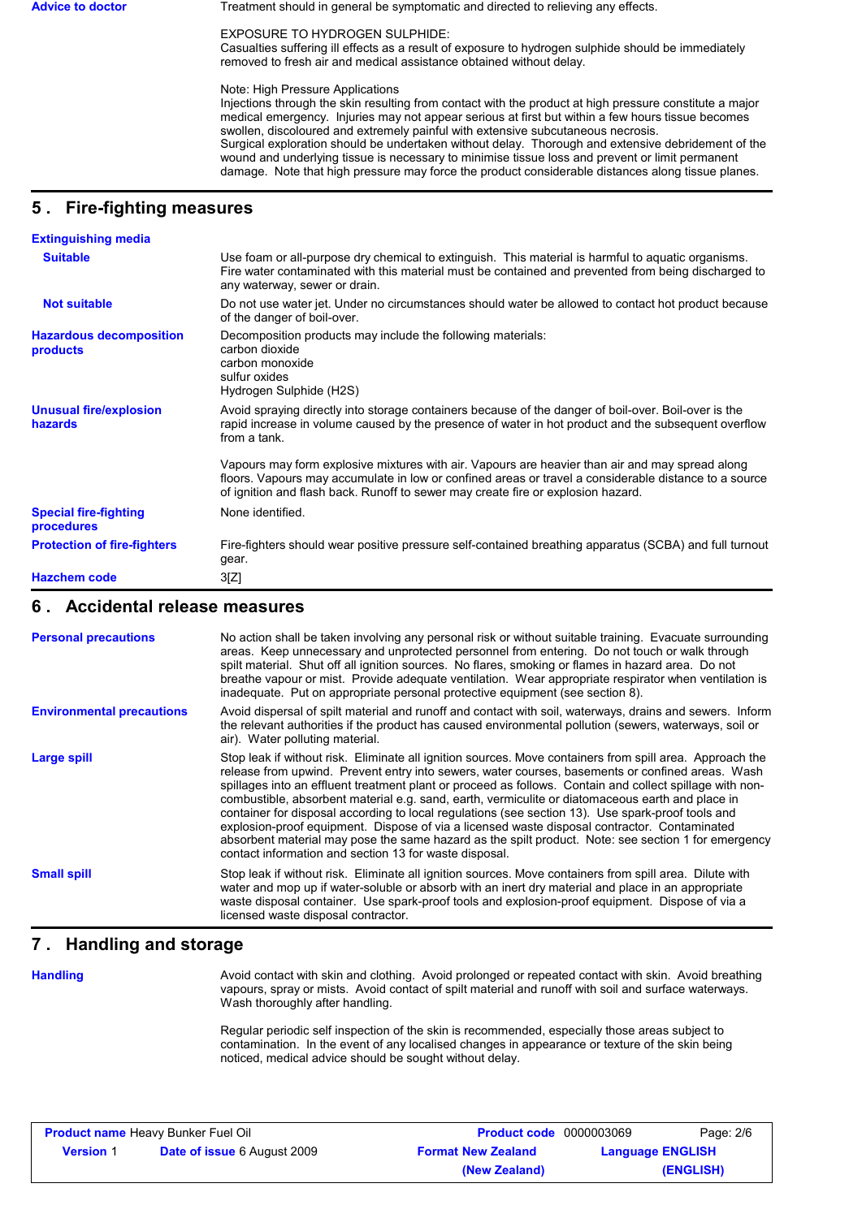**Advice to doctor**

Treatment should in general be symptomatic and directed to relieving any effects.

EXPOSURE TO HYDROGEN SULPHIDE:
Casualties suffering ill effects as a result of exposure to hydrogen sulphide should be immediately removed to fresh air and medical assistance obtained without delay.

Note: High Pressure Applications
Injections through the skin resulting from contact with the product at high pressure constitute a major medical emergency. Injuries may not appear serious at first but within a few hours tissue becomes swollen, discoloured and extremely painful with extensive subcutaneous necrosis.
Surgical exploration should be undertaken without delay. Thorough and extensive debridement of the wound and underlying tissue is necessary to minimise tissue loss and prevent or limit permanent damage. Note that high pressure may force the product considerable distances along tissue planes.

## 5 . Fire-fighting measures

**Extinguishing media**

**Suitable**

Use foam or all-purpose dry chemical to extinguish. This material is harmful to aquatic organisms. Fire water contaminated with this material must be contained and prevented from being discharged to any waterway, sewer or drain.

**Not suitable**

Do not use water jet. Under no circumstances should water be allowed to contact hot product because of the danger of boil-over.

**Hazardous decomposition products**

Decomposition products may include the following materials:
carbon dioxide
carbon monoxide
sulfur oxides
Hydrogen Sulphide ($H_2S$)

**Unusual fire/explosion hazards**

Avoid spraying directly into storage containers because of the danger of boil-over. Boil-over is the rapid increase in volume caused by the presence of water in hot product and the subsequent overflow from a tank.

Vapours may form explosive mixtures with air. Vapours are heavier than air and may spread along floors. Vapours may accumulate in low or confined areas or travel a considerable distance to a source of ignition and flash back. Runoff to sewer may create fire or explosion hazard.

**Special fire-fighting procedures**

None identified.

**Protection of fire-fighters**

Fire-fighters should wear positive pressure self-contained breathing apparatus (SCBA) and full turnout gear.

**Hazchem code**

3[Z]

## 6 . Accidental release measures

**Personal precautions**

No action shall be taken involving any personal risk or without suitable training. Evacuate surrounding areas. Keep unnecessary and unprotected personnel from entering. Do not touch or walk through spilt material. Shut off all ignition sources. No flares, smoking or flames in hazard area. Do not breathe vapour or mist. Provide adequate ventilation. Wear appropriate respirator when ventilation is inadequate. Put on appropriate personal protective equipment (see section 8).

**Environmental precautions**

Avoid dispersal of spilt material and runoff and contact with soil, waterways, drains and sewers. Inform the relevant authorities if the product has caused environmental pollution (sewers, waterways, soil or air). Water polluting material.

**Large spill**

Stop leak if without risk. Eliminate all ignition sources. Move containers from spill area. Approach the release from upwind. Prevent entry into sewers, water courses, basements or confined areas. Wash spillages into an effluent treatment plant or proceed as follows. Contain and collect spillage with non-combustible, absorbent material e.g. sand, earth, vermiculite or diatomaceous earth and place in container for disposal according to local regulations (see section 13). Use spark-proof tools and explosion-proof equipment. Dispose of via a licensed waste disposal contractor. Contaminated absorbent material may pose the same hazard as the spilt product. Note: see section 1 for emergency contact information and section 13 for waste disposal.

**Small spill**

Stop leak if without risk. Eliminate all ignition sources. Move containers from spill area. Dilute with water and mop up if water-soluble or absorb with an inert dry material and place in an appropriate waste disposal container. Use spark-proof tools and explosion-proof equipment. Dispose of via a licensed waste disposal contractor.

## 7 . Handling and storage

**Handling**

Avoid contact with skin and clothing. Avoid prolonged or repeated contact with skin. Avoid breathing vapours, spray or mists. Avoid contact of spilt material and runoff with soil and surface waterways. Wash thoroughly after handling.

Regular periodic self inspection of the skin is recommended, especially those areas subject to contamination. In the event of any localised changes in appearance or texture of the skin being noticed, medical advice should be sought without delay.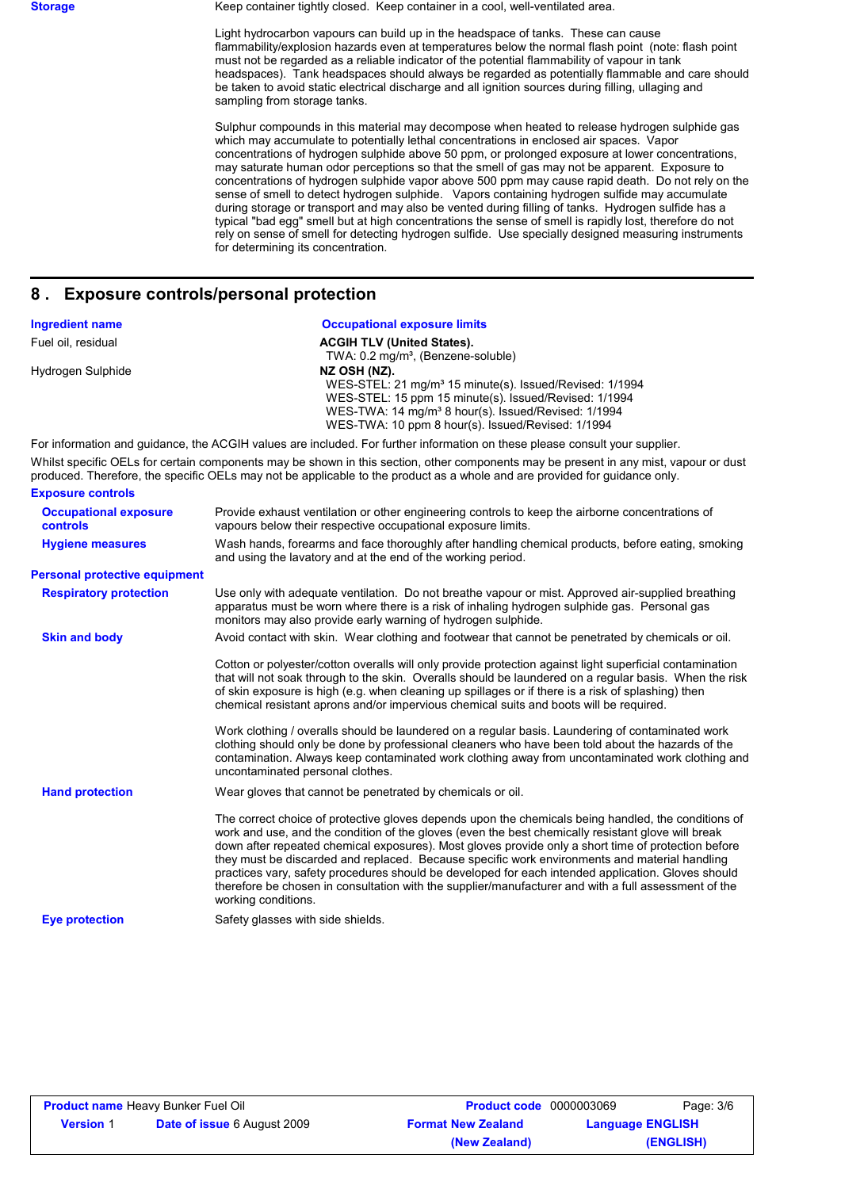| | |
|---|---|
| **Storage** | Keep container tightly closed. Keep container in a cool, well-ventilated area.<br><br>Light hydrocarbon vapours can build up in the headspace of tanks. These can cause flammability/explosion hazards even at temperatures below the normal flash point (note: flash point must not be regarded as a reliable indicator of the potential flammability of vapour in tank headspaces). Tank headspaces should always be regarded as potentially flammable and care should be taken to avoid static electrical discharge and all ignition sources during filling, ullaging and sampling from storage tanks.<br><br>Sulphur compounds in this material may decompose when heated to release hydrogen sulphide gas which may accumulate to potentially lethal concentrations in enclosed air spaces. Vapor concentrations of hydrogen sulphide above 50 ppm, or prolonged exposure at lower concentrations, may saturate human odor perceptions so that the smell of gas may not be apparent. Exposure to concentrations of hydrogen sulphide vapor above 500 ppm may cause rapid death. Do not rely on the sense of smell to detect hydrogen sulphide. Vapors containing hydrogen sulfide may accumulate during storage or transport and may also be vented during filling of tanks. Hydrogen sulfide has a typical "bad egg" smell but at high concentrations the sense of smell is rapidly lost, therefore do not rely on sense of smell for detecting hydrogen sulfide. Use specially designed measuring instruments for determining its concentration. |

## 8 . Exposure controls/personal protection

| Ingredient name | Occupational exposure limits |
|---|---|
| Fuel oil, residual | **ACGIH TLV (United States).**<br>TWA: 0.2 mg/m³, (Benzene-soluble) |
| Hydrogen Sulphide | **NZ OSH (NZ).**<br>WES-STEL: 21 mg/m³ 15 minute(s). Issued/Revised: 1/1994<br>WES-STEL: 15 ppm 15 minute(s). Issued/Revised: 1/1994<br>WES-TWA: 14 mg/m³ 8 hour(s). Issued/Revised: 1/1994<br>WES-TWA: 10 ppm 8 hour(s). Issued/Revised: 1/1994 |

For information and guidance, the ACGIH values are included. For further information on these please consult your supplier.

Whilst specific OELs for certain components may be shown in this section, other components may be present in any mist, vapour or dust produced. Therefore, the specific OELs may not be applicable to the product as a whole and are provided for guidance only.

**Exposure controls**

| | |
|---|---|
| **Occupational exposure controls** | Provide exhaust ventilation or other engineering controls to keep the airborne concentrations of vapours below their respective occupational exposure limits. |
| **Hygiene measures** | Wash hands, forearms and face thoroughly after handling chemical products, before eating, smoking and using the lavatory and at the end of the working period. |

**Personal protective equipment**

| | |
|---|---|
| **Respiratory protection** | Use only with adequate ventilation. Do not breathe vapour or mist. Approved air-supplied breathing apparatus must be worn where there is a risk of inhaling hydrogen sulphide gas. Personal gas monitors may also provide early warning of hydrogen sulphide. |
| **Skin and body** | Avoid contact with skin. Wear clothing and footwear that cannot be penetrated by chemicals or oil.<br><br>Cotton or polyester/cotton overalls will only provide protection against light superficial contamination that will not soak through to the skin. Overalls should be laundered on a regular basis. When the risk of skin exposure is high (e.g. when cleaning up spillages or if there is a risk of splashing) then chemical resistant aprons and/or impervious chemical suits and boots will be required.<br><br>Work clothing / overalls should be laundered on a regular basis. Laundering of contaminated work clothing should only be done by professional cleaners who have been told about the hazards of the contamination. Always keep contaminated work clothing away from uncontaminated work clothing and uncontaminated personal clothes. |
| **Hand protection** | Wear gloves that cannot be penetrated by chemicals or oil.<br><br>The correct choice of protective gloves depends upon the chemicals being handled, the conditions of work and use, and the condition of the gloves (even the best chemically resistant glove will break down after repeated chemical exposures). Most gloves provide only a short time of protection before they must be discarded and replaced. Because specific work environments and material handling practices vary, safety procedures should be developed for each intended application. Gloves should therefore be chosen in consultation with the supplier/manufacturer and with a full assessment of the working conditions. |
| **Eye protection** | Safety glasses with side shields. |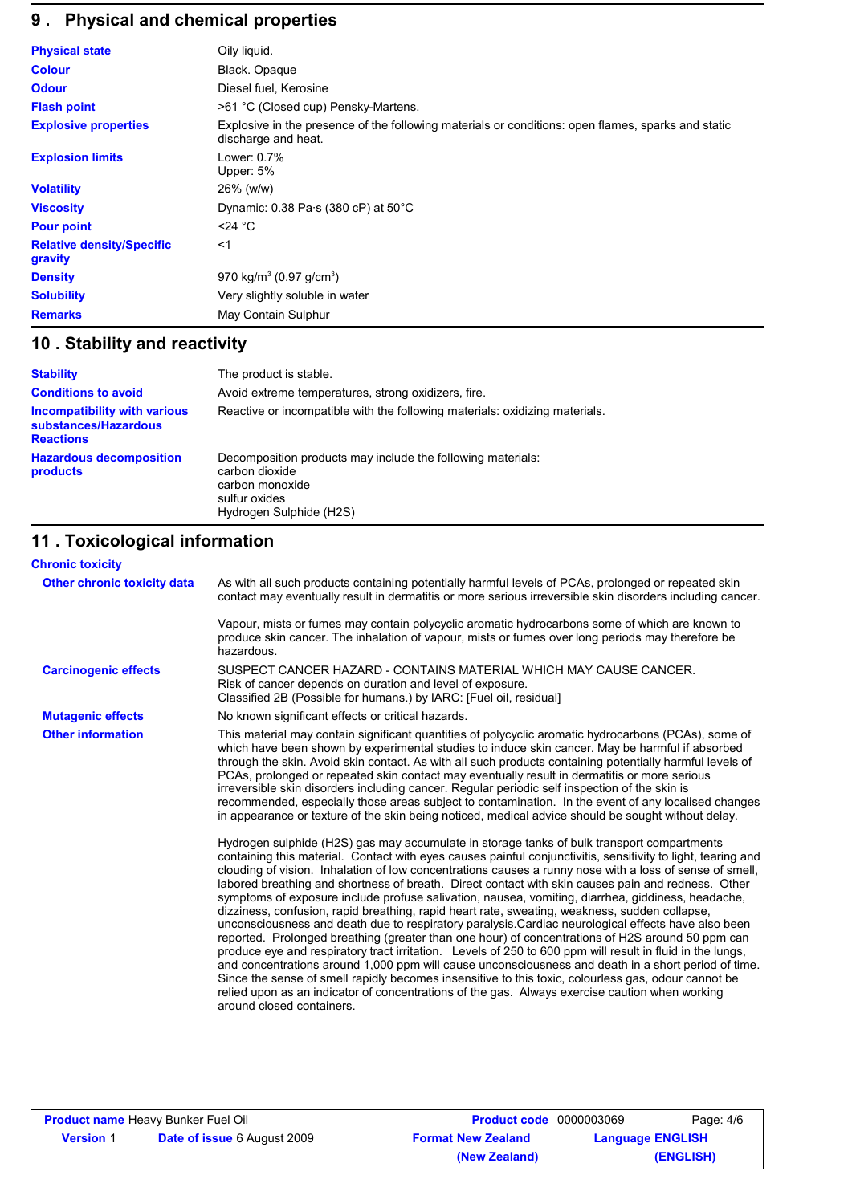## 9 . Physical and chemical properties

| | |
|---|---|
| **Physical state** | Oily liquid. |
| **Colour** | Black. Opaque |
| **Odour** | Diesel fuel, Kerosine |
| **Flash point** | >61 °C (Closed cup) Pensky-Martens. |
| **Explosive properties** | Explosive in the presence of the following materials or conditions: open flames, sparks and static discharge and heat. |
| **Explosion limits** | Lower: 0.7%<br>Upper: 5% |
| **Volatility** | 26% (w/w) |
| **Viscosity** | Dynamic: 0.38 Pa·s (380 cP) at 50°C |
| **Pour point** | <24 °C |
| **Relative density/Specific gravity** | <1 |
| **Density** | 970 kg/$m^3$ (0.97 g/$cm^3$) |
| **Solubility** | Very slightly soluble in water |
| **Remarks** | May Contain Sulphur |

## 10 . Stability and reactivity

| | |
|---|---|
| **Stability** | The product is stable. |
| **Conditions to avoid** | Avoid extreme temperatures, strong oxidizers, fire. |
| **Incompatibility with various substances/Hazardous Reactions** | Reactive or incompatible with the following materials: oxidizing materials. |
| **Hazardous decomposition products** | Decomposition products may include the following materials:<br>carbon dioxide<br>carbon monoxide<br>sulfur oxides<br>Hydrogen Sulphide ($H_2S$) |

## 11 . Toxicological information

**Chronic toxicity**

**Other chronic toxicity data**

As with all such products containing potentially harmful levels of PCAs, prolonged or repeated skin contact may eventually result in dermatitis or more serious irreversible skin disorders including cancer.

Vapour, mists or fumes may contain polycyclic aromatic hydrocarbons some of which are known to produce skin cancer. The inhalation of vapour, mists or fumes over long periods may therefore be hazardous.

**Carcinogenic effects**

SUSPECT CANCER HAZARD - CONTAINS MATERIAL WHICH MAY CAUSE CANCER.
Risk of cancer depends on duration and level of exposure.
Classified 2B (Possible for humans.) by IARC: [Fuel oil, residual]

**Mutagenic effects**

No known significant effects or critical hazards.

**Other information**

This material may contain significant quantities of polycyclic aromatic hydrocarbons (PCAs), some of which have been shown by experimental studies to induce skin cancer. May be harmful if absorbed through the skin. Avoid skin contact. As with all such products containing potentially harmful levels of PCAs, prolonged or repeated skin contact may eventually result in dermatitis or more serious irreversible skin disorders including cancer. Regular periodic self inspection of the skin is recommended, especially those areas subject to contamination. In the event of any localised changes in appearance or texture of the skin being noticed, medical advice should be sought without delay.

Hydrogen sulphide ($H_2S$) gas may accumulate in storage tanks of bulk transport compartments containing this material. Contact with eyes causes painful conjunctivitis, sensitivity to light, tearing and clouding of vision. Inhalation of low concentrations causes a runny nose with a loss of sense of smell, labored breathing and shortness of breath. Direct contact with skin causes pain and redness. Other symptoms of exposure include profuse salivation, nausea, vomiting, diarrhea, giddiness, headache, dizziness, confusion, rapid breathing, rapid heart rate, sweating, weakness, sudden collapse, unconsciousness and death due to respiratory paralysis.Cardiac neurological effects have also been reported. Prolonged breathing (greater than one hour) of concentrations of $H_2S$ around 50 ppm can produce eye and respiratory tract irritation. Levels of 250 to 600 ppm will result in fluid in the lungs, and concentrations around 1,000 ppm will cause unconsciousness and death in a short period of time. Since the sense of smell rapidly becomes insensitive to this toxic, colourless gas, odour cannot be relied upon as an indicator of concentrations of the gas. Always exercise caution when working around closed containers.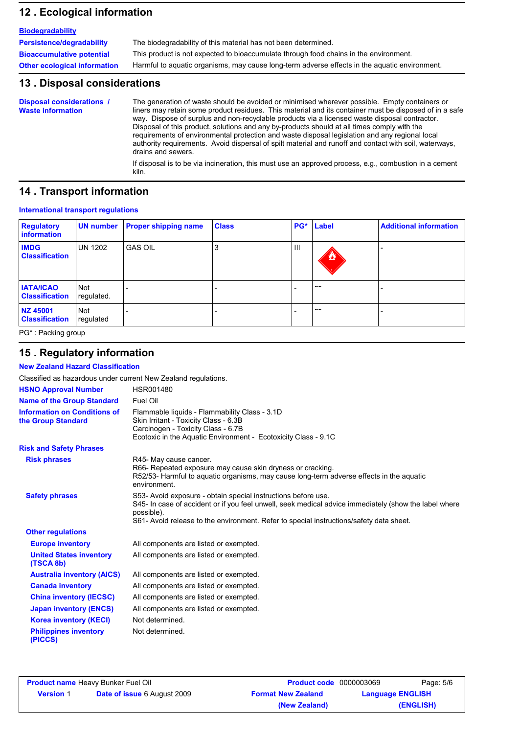## 12 . Ecological information

**Biodegradability**

**Persistence/degradability** The biodegradability of this material has not been determined.

**Bioaccumulative potential** This product is not expected to bioaccumulate through food chains in the environment.

**Other ecological information** Harmful to aquatic organisms, may cause long-term adverse effects in the aquatic environment.

## 13 . Disposal considerations

**Disposal considerations / Waste information**

The generation of waste should be avoided or minimised wherever possible. Empty containers or liners may retain some product residues. This material and its container must be disposed of in a safe way. Dispose of surplus and non-recyclable products via a licensed waste disposal contractor. Disposal of this product, solutions and any by-products should at all times comply with the requirements of environmental protection and waste disposal legislation and any regional local authority requirements. Avoid dispersal of spilt material and runoff and contact with soil, waterways, drains and sewers.

If disposal is to be via incineration, this must use an approved process, e.g., combustion in a cement kiln.

## 14 . Transport information

**International transport regulations**

| Regulatory information | UN number | Proper shipping name | Class | PG* | Label | Additional information |
|---|---|---|---|---|---|---|
| **IMDG Classification** | UN 1202 | GAS OIL | 3 | III | | - |
| **IATA/ICAO Classification** | Not regulated. | - | - | - | ---- | - |
| **NZ 45001 Classification** | Not regulated | - | - | - | ---- | - |

PG* : Packing group

## 15 . Regulatory information

**New Zealand Hazard Classification**

Classified as hazardous under current New Zealand regulations.

**HSNO Approval Number** HSR001480

**Name of the Group Standard** Fuel Oil

**Information on Conditions of the Group Standard**
Flammable liquids - Flammability Class - 3.1D
Skin Irritant - Toxicity Class - 6.3B
Carcinogen - Toxicity Class - 6.7B
Ecotoxic in the Aquatic Environment - Ecotoxicity Class - 9.1C

**Risk and Safety Phrases**

**Risk phrases**
R45- May cause cancer.
R66- Repeated exposure may cause skin dryness or cracking.
R52/53- Harmful to aquatic organisms, may cause long-term adverse effects in the aquatic environment.

**Safety phrases**
S53- Avoid exposure - obtain special instructions before use.
S45- In case of accident or if you feel unwell, seek medical advice immediately (show the label where possible).
S61- Avoid release to the environment. Refer to special instructions/safety data sheet.

**Other regulations**

**Europe inventory** All components are listed or exempted.

**United States inventory (TSCA 8b)** All components are listed or exempted.

**Australia inventory (AICS)** All components are listed or exempted.

**Canada inventory** All components are listed or exempted.

**China inventory (IECSC)** All components are listed or exempted.

**Japan inventory (ENCS)** All components are listed or exempted.

**Korea inventory (KECI)** Not determined.

**Philippines inventory (PICCS)** Not determined.

**Product name** Heavy Bunker Fuel Oil | **Product code** 0000003069 | **Version** 1 | **Date of issue** 6 August 2009 | **Format New Zealand (New Zealand)** | **Language ENGLISH (ENGLISH)**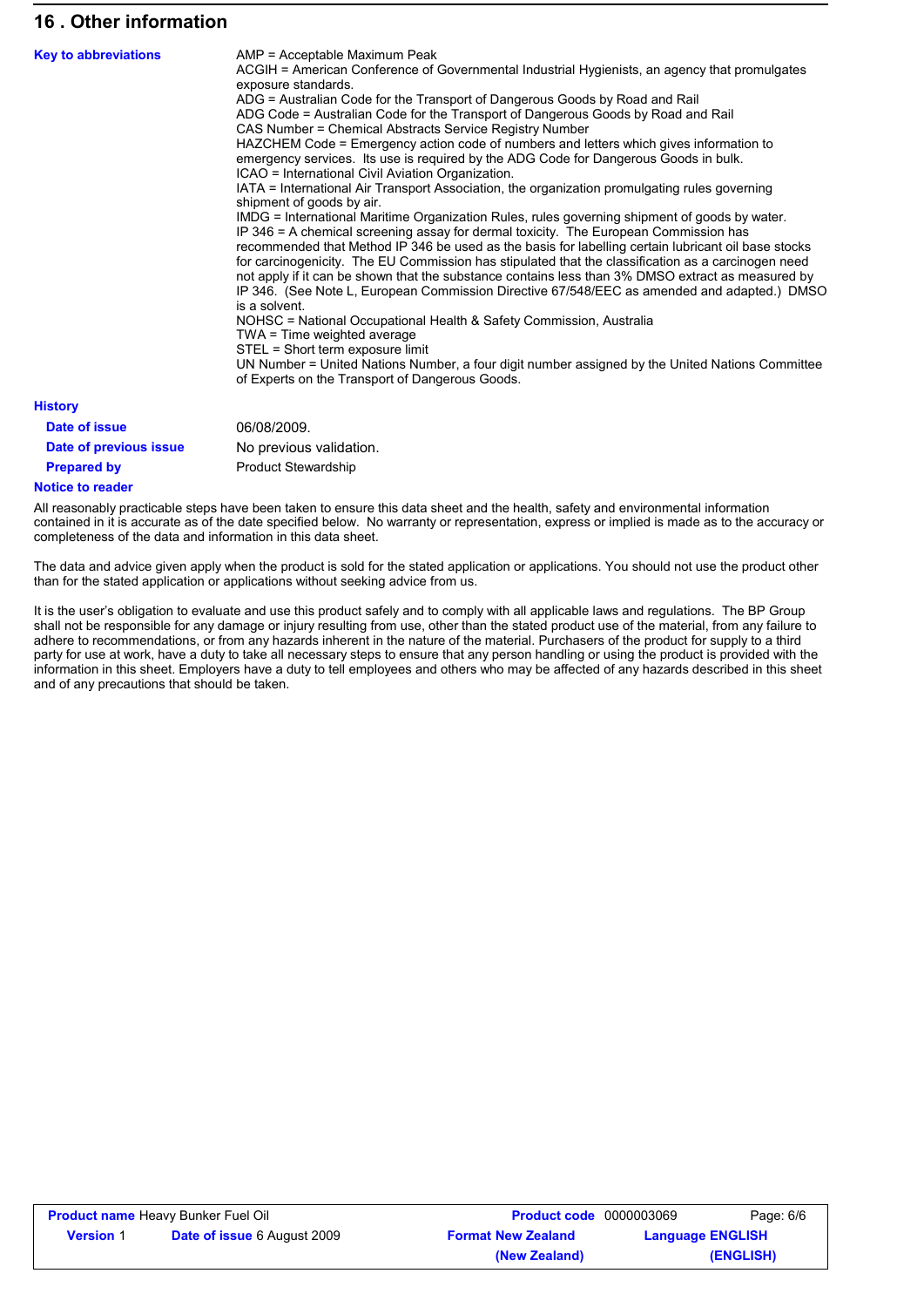## 16 . Other information

**Key to abbreviations**

AMP = Acceptable Maximum Peak
ACGIH = American Conference of Governmental Industrial Hygienists, an agency that promulgates exposure standards.
ADG = Australian Code for the Transport of Dangerous Goods by Road and Rail
ADG Code = Australian Code for the Transport of Dangerous Goods by Road and Rail
CAS Number = Chemical Abstracts Service Registry Number
HAZCHEM Code = Emergency action code of numbers and letters which gives information to emergency services. Its use is required by the ADG Code for Dangerous Goods in bulk.
ICAO = International Civil Aviation Organization.
IATA = International Air Transport Association, the organization promulgating rules governing shipment of goods by air.
IMDG = International Maritime Organization Rules, rules governing shipment of goods by water.
IP 346 = A chemical screening assay for dermal toxicity. The European Commission has recommended that Method IP 346 be used as the basis for labelling certain lubricant oil base stocks for carcinogenicity. The EU Commission has stipulated that the classification as a carcinogen need not apply if it can be shown that the substance contains less than 3% DMSO extract as measured by IP 346. (See Note L, European Commission Directive 67/548/EEC as amended and adapted.) DMSO is a solvent.
NOHSC = National Occupational Health & Safety Commission, Australia
TWA = Time weighted average
STEL = Short term exposure limit
UN Number = United Nations Number, a four digit number assigned by the United Nations Committee of Experts on the Transport of Dangerous Goods.

**History**

**Date of issue** 06/08/2009.

**Date of previous issue** No previous validation.

**Prepared by** Product Stewardship

**Notice to reader**

All reasonably practicable steps have been taken to ensure this data sheet and the health, safety and environmental information contained in it is accurate as of the date specified below. No warranty or representation, express or implied is made as to the accuracy or completeness of the data and information in this data sheet.

The data and advice given apply when the product is sold for the stated application or applications. You should not use the product other than for the stated application or applications without seeking advice from us.

It is the user's obligation to evaluate and use this product safely and to comply with all applicable laws and regulations. The BP Group shall not be responsible for any damage or injury resulting from use, other than the stated product use of the material, from any failure to adhere to recommendations, or from any hazards inherent in the nature of the material. Purchasers of the product for supply to a third party for use at work, have a duty to take all necessary steps to ensure that any person handling or using the product is provided with the information in this sheet. Employers have a duty to tell employees and others who may be affected of any hazards described in this sheet and of any precautions that should be taken.